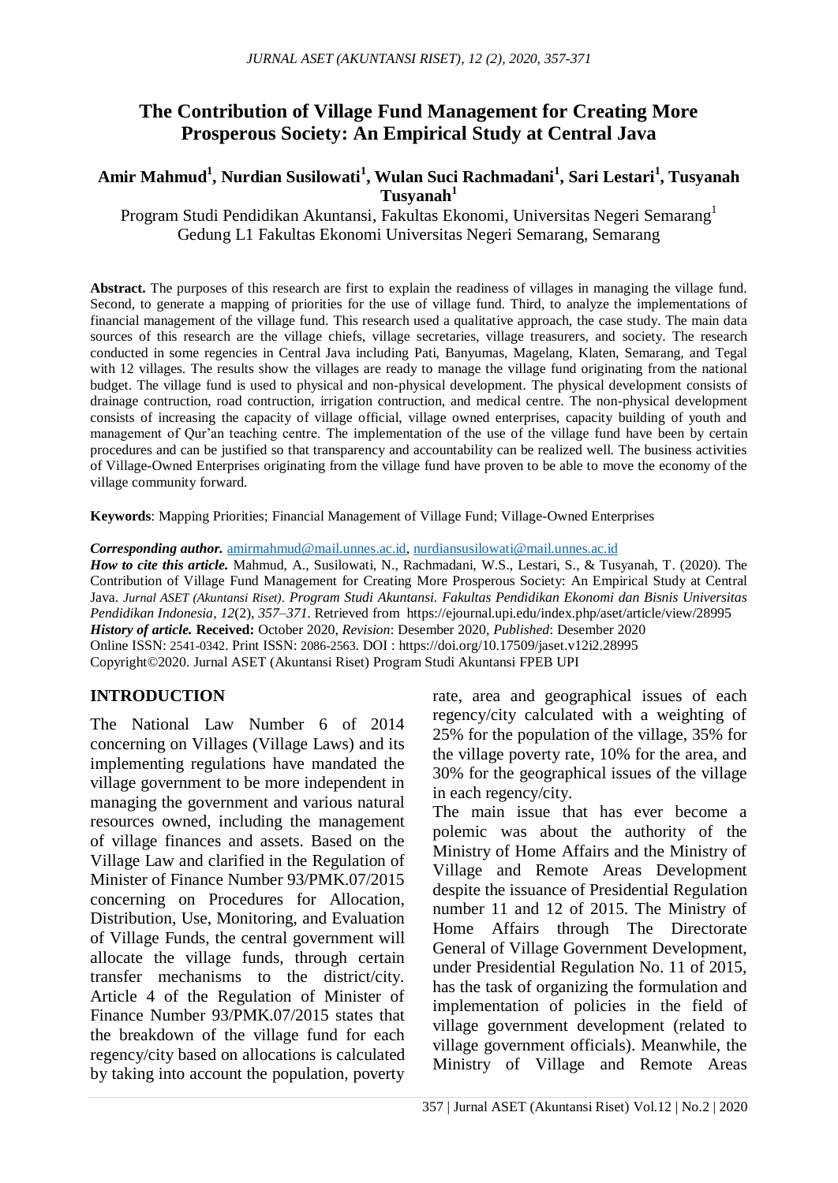# The Contribution of Village Fund Management for Creating More Prosperous Society: An Empirical Study at Central Java

**Amir Mahmud[1], Nurdian Susilowati[1], Wulan Suci Rachmadani[1], Sari Lestari[1], Tusyanah Tusyanah[1]**

Program Studi Pendidikan Akuntansi, Fakultas Ekonomi, Universitas Negeri Semarang[1]
Gedung L1 Fakultas Ekonomi Universitas Negeri Semarang, Semarang

**Abstract.** The purposes of this research are first to explain the readiness of villages in managing the village fund. Second, to generate a mapping of priorities for the use of village fund. Third, to analyze the implementations of financial management of the village fund. This research used a qualitative approach, the case study. The main data sources of this research are the village chiefs, village secretaries, village treasurers, and society. The research conducted in some regencies in Central Java including Pati, Banyumas, Magelang, Klaten, Semarang, and Tegal with 12 villages. The results show the villages are ready to manage the village fund originating from the national budget. The village fund is used to physical and non-physical development. The physical development consists of drainage contruction, road contruction, irrigation contruction, and medical centre. The non-physical development consists of increasing the capacity of village official, village owned enterprises, capacity building of youth and management of Qur'an teaching centre. The implementation of the use of the village fund have been by certain procedures and can be justified so that transparency and accountability can be realized well. The business activities of Village-Owned Enterprises originating from the village fund have proven to be able to move the economy of the village community forward.

**Keywords**: Mapping Priorities; Financial Management of Village Fund; Village-Owned Enterprises

***Corresponding author.*** amirmahmud@mail.unnes.ac.id, nurdiansusilowati@mail.unnes.ac.id
***How to cite this article.*** Mahmud, A., Susilowati, N., Rachmadani, W.S., Lestari, S., & Tusyanah, T. (2020). The Contribution of Village Fund Management for Creating More Prosperous Society: An Empirical Study at Central Java. *Jurnal ASET (Akuntansi Riset). Program Studi Akuntansi. Fakultas Pendidikan Ekonomi dan Bisnis Universitas Pendidikan Indonesia, 12*(2), *357–371.* Retrieved from https://ejournal.upi.edu/index.php/aset/article/view/28995
***History of article.*** **Received:** October 2020, *Revision*: Desember 2020, *Published*: Desember 2020
Online ISSN: 2541-0342. Print ISSN: 2086-2563. DOI : https://doi.org/10.17509/jaset.v12i2.28995
Copyright©2020. Jurnal ASET (Akuntansi Riset) Program Studi Akuntansi FPEB UPI

## INTRODUCTION

The National Law Number 6 of 2014 concerning on Villages (Village Laws) and its implementing regulations have mandated the village government to be more independent in managing the government and various natural resources owned, including the management of village finances and assets. Based on the Village Law and clarified in the Regulation of Minister of Finance Number 93/PMK.07/2015 concerning on Procedures for Allocation, Distribution, Use, Monitoring, and Evaluation of Village Funds, the central government will allocate the village funds, through certain transfer mechanisms to the district/city. Article 4 of the Regulation of Minister of Finance Number 93/PMK.07/2015 states that the breakdown of the village fund for each regency/city based on allocations is calculated by taking into account the population, poverty rate, area and geographical issues of each regency/city calculated with a weighting of 25% for the population of the village, 35% for the village poverty rate, 10% for the area, and 30% for the geographical issues of the village in each regency/city.

The main issue that has ever become a polemic was about the authority of the Ministry of Home Affairs and the Ministry of Village and Remote Areas Development despite the issuance of Presidential Regulation number 11 and 12 of 2015. The Ministry of Home Affairs through The Directorate General of Village Government Development, under Presidential Regulation No. 11 of 2015, has the task of organizing the formulation and implementation of policies in the field of village government development (related to village government officials). Meanwhile, the Ministry of Village and Remote Areas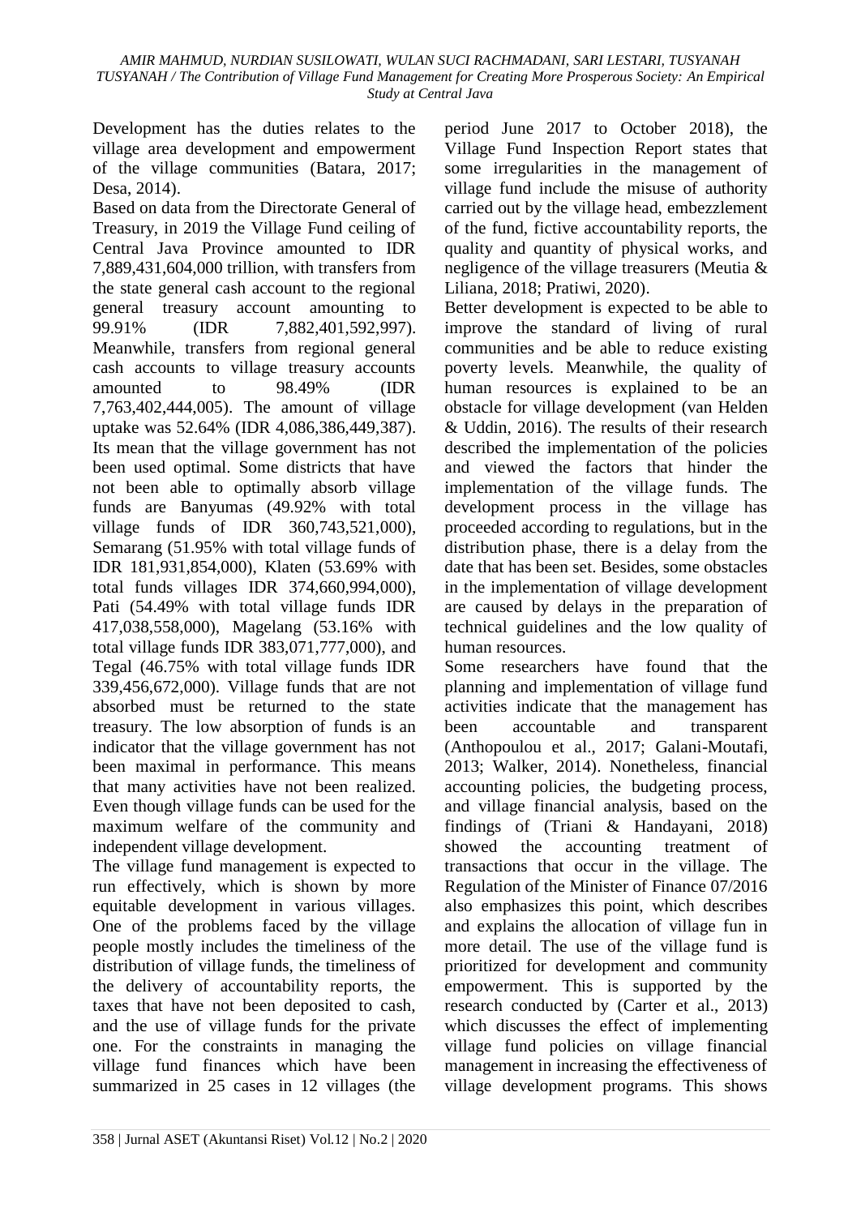Development has the duties relates to the village area development and empowerment of the village communities (Batara, 2017; Desa, 2014).

Based on data from the Directorate General of Treasury, in 2019 the Village Fund ceiling of Central Java Province amounted to IDR 7,889,431,604,000 trillion, with transfers from the state general cash account to the regional general treasury account amounting to 99.91% (IDR 7,882,401,592,997). Meanwhile, transfers from regional general cash accounts to village treasury accounts amounted to 98.49% (IDR 7,763,402,444,005). The amount of village uptake was 52.64% (IDR 4,086,386,449,387). Its mean that the village government has not been used optimal. Some districts that have not been able to optimally absorb village funds are Banyumas (49.92% with total village funds of IDR 360,743,521,000), Semarang (51.95% with total village funds of IDR 181,931,854,000), Klaten (53.69% with total funds villages IDR 374,660,994,000), Pati (54.49% with total village funds IDR 417,038,558,000), Magelang (53.16% with total village funds IDR 383,071,777,000), and Tegal (46.75% with total village funds IDR 339,456,672,000). Village funds that are not absorbed must be returned to the state treasury. The low absorption of funds is an indicator that the village government has not been maximal in performance. This means that many activities have not been realized. Even though village funds can be used for the maximum welfare of the community and independent village development.

The village fund management is expected to run effectively, which is shown by more equitable development in various villages. One of the problems faced by the village people mostly includes the timeliness of the distribution of village funds, the timeliness of the delivery of accountability reports, the taxes that have not been deposited to cash, and the use of village funds for the private one. For the constraints in managing the village fund finances which have been summarized in 25 cases in 12 villages (the period June 2017 to October 2018), the Village Fund Inspection Report states that some irregularities in the management of village fund include the misuse of authority carried out by the village head, embezzlement of the fund, fictive accountability reports, the quality and quantity of physical works, and negligence of the village treasurers (Meutia & Liliana, 2018; Pratiwi, 2020).

Better development is expected to be able to improve the standard of living of rural communities and be able to reduce existing poverty levels. Meanwhile, the quality of human resources is explained to be an obstacle for village development (van Helden & Uddin, 2016). The results of their research described the implementation of the policies and viewed the factors that hinder the implementation of the village funds. The development process in the village has proceeded according to regulations, but in the distribution phase, there is a delay from the date that has been set. Besides, some obstacles in the implementation of village development are caused by delays in the preparation of technical guidelines and the low quality of human resources.

Some researchers have found that the planning and implementation of village fund activities indicate that the management has been accountable and transparent (Anthopoulou et al., 2017; Galani-Moutafi, 2013; Walker, 2014). Nonetheless, financial accounting policies, the budgeting process, and village financial analysis, based on the findings of (Triani & Handayani, 2018) showed the accounting treatment of transactions that occur in the village. The Regulation of the Minister of Finance 07/2016 also emphasizes this point, which describes and explains the allocation of village fun in more detail. The use of the village fund is prioritized for development and community empowerment. This is supported by the research conducted by (Carter et al., 2013) which discusses the effect of implementing village fund policies on village financial management in increasing the effectiveness of village development programs. This shows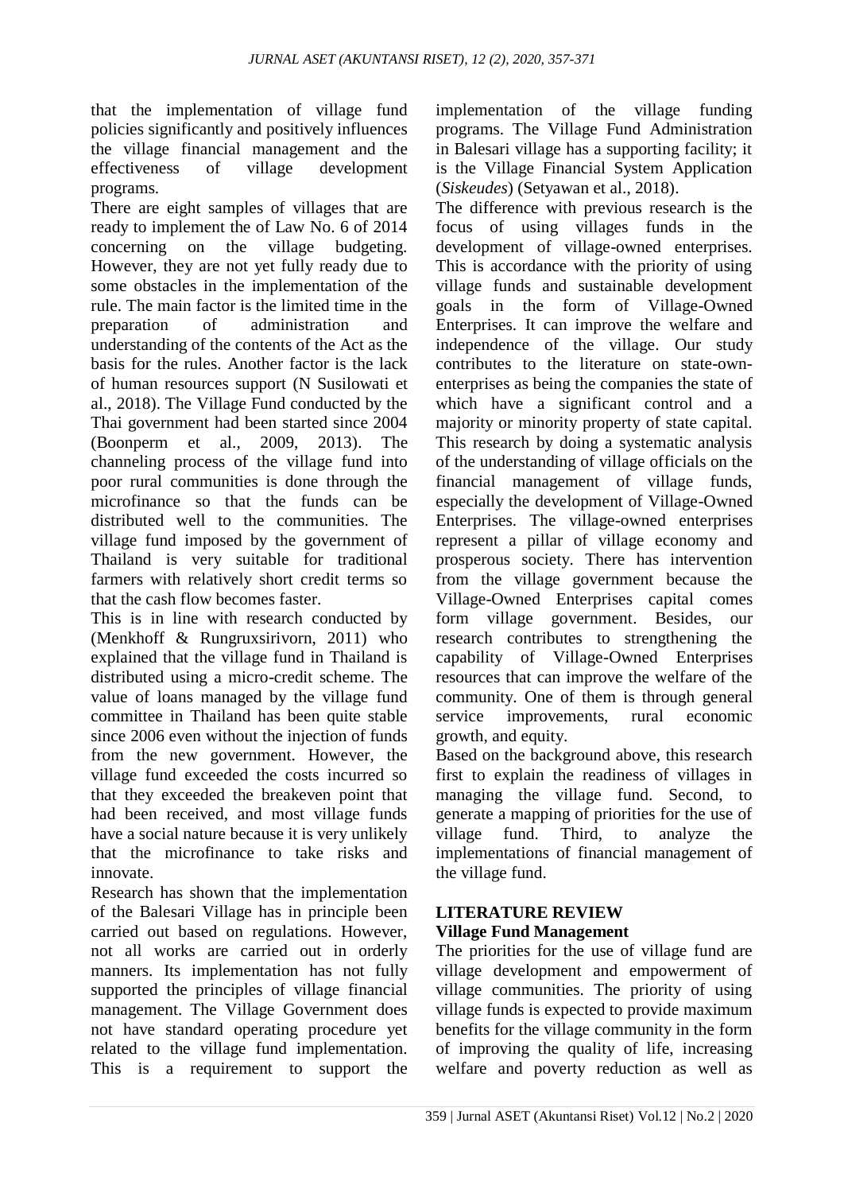that the implementation of village fund policies significantly and positively influences the village financial management and the effectiveness of village development programs.

There are eight samples of villages that are ready to implement the of Law No. 6 of 2014 concerning on the village budgeting. However, they are not yet fully ready due to some obstacles in the implementation of the rule. The main factor is the limited time in the preparation of administration and understanding of the contents of the Act as the basis for the rules. Another factor is the lack of human resources support (N Susilowati et al., 2018). The Village Fund conducted by the Thai government had been started since 2004 (Boonperm et al., 2009, 2013). The channeling process of the village fund into poor rural communities is done through the microfinance so that the funds can be distributed well to the communities. The village fund imposed by the government of Thailand is very suitable for traditional farmers with relatively short credit terms so that the cash flow becomes faster.

This is in line with research conducted by (Menkhoff & Rungruxsirivorn, 2011) who explained that the village fund in Thailand is distributed using a micro-credit scheme. The value of loans managed by the village fund committee in Thailand has been quite stable since 2006 even without the injection of funds from the new government. However, the village fund exceeded the costs incurred so that they exceeded the breakeven point that had been received, and most village funds have a social nature because it is very unlikely that the microfinance to take risks and innovate.

Research has shown that the implementation of the Balesari Village has in principle been carried out based on regulations. However, not all works are carried out in orderly manners. Its implementation has not fully supported the principles of village financial management. The Village Government does not have standard operating procedure yet related to the village fund implementation. This is a requirement to support the implementation of the village funding programs. The Village Fund Administration in Balesari village has a supporting facility; it is the Village Financial System Application (*Siskeudes*) (Setyawan et al., 2018).

The difference with previous research is the focus of using villages funds in the development of village-owned enterprises. This is accordance with the priority of using village funds and sustainable development goals in the form of Village-Owned Enterprises. It can improve the welfare and independence of the village. Our study contributes to the literature on state-own-enterprises as being the companies the state of which have a significant control and a majority or minority property of state capital. This research by doing a systematic analysis of the understanding of village officials on the financial management of village funds, especially the development of Village-Owned Enterprises. The village-owned enterprises represent a pillar of village economy and prosperous society. There has intervention from the village government because the Village-Owned Enterprises capital comes form village government. Besides, our research contributes to strengthening the capability of Village-Owned Enterprises resources that can improve the welfare of the community. One of them is through general service improvements, rural economic growth, and equity.

Based on the background above, this research first to explain the readiness of villages in managing the village fund. Second, to generate a mapping of priorities for the use of village fund. Third, to analyze the implementations of financial management of the village fund.

## LITERATURE REVIEW

### Village Fund Management

The priorities for the use of village fund are village development and empowerment of village communities. The priority of using village funds is expected to provide maximum benefits for the village community in the form of improving the quality of life, increasing welfare and poverty reduction as well as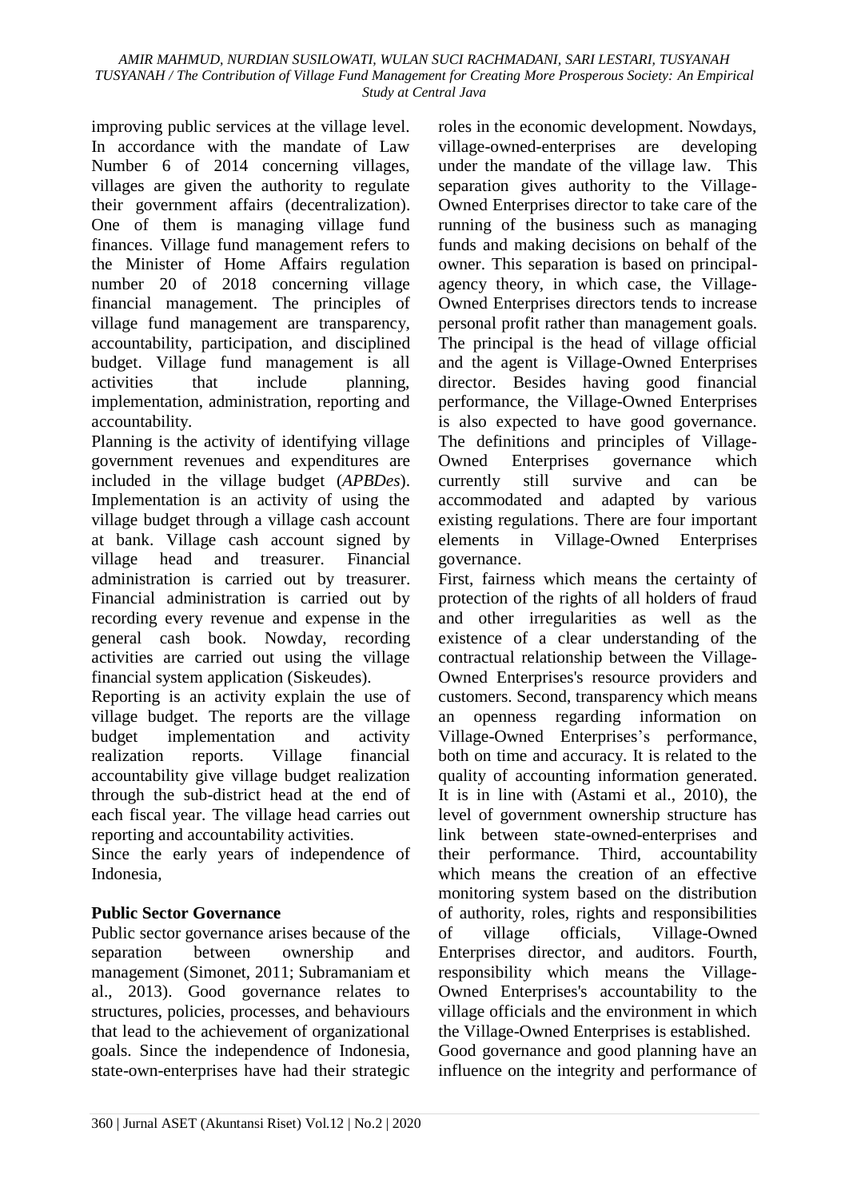improving public services at the village level. In accordance with the mandate of Law Number 6 of 2014 concerning villages, villages are given the authority to regulate their government affairs (decentralization). One of them is managing village fund finances. Village fund management refers to the Minister of Home Affairs regulation number 20 of 2018 concerning village financial management. The principles of village fund management are transparency, accountability, participation, and disciplined budget. Village fund management is all activities that include planning, implementation, administration, reporting and accountability.

Planning is the activity of identifying village government revenues and expenditures are included in the village budget (*APBDes*). Implementation is an activity of using the village budget through a village cash account at bank. Village cash account signed by village head and treasurer. Financial administration is carried out by treasurer. Financial administration is carried out by recording every revenue and expense in the general cash book. Nowday, recording activities are carried out using the village financial system application (Siskeudes).

Reporting is an activity explain the use of village budget. The reports are the village budget implementation and activity realization reports. Village financial accountability give village budget realization through the sub-district head at the end of each fiscal year. The village head carries out reporting and accountability activities.

Since the early years of independence of Indonesia,

## Public Sector Governance

Public sector governance arises because of the separation between ownership and management (Simonet, 2011; Subramaniam et al., 2013). Good governance relates to structures, policies, processes, and behaviours that lead to the achievement of organizational goals. Since the independence of Indonesia, state-own-enterprises have had their strategic roles in the economic development. Nowdays, village-owned-enterprises are developing under the mandate of the village law. This separation gives authority to the Village-Owned Enterprises director to take care of the running of the business such as managing funds and making decisions on behalf of the owner. This separation is based on principal-agency theory, in which case, the Village-Owned Enterprises directors tends to increase personal profit rather than management goals. The principal is the head of village official and the agent is Village-Owned Enterprises director. Besides having good financial performance, the Village-Owned Enterprises is also expected to have good governance. The definitions and principles of Village-Owned Enterprises governance which currently still survive and can be accommodated and adapted by various existing regulations. There are four important elements in Village-Owned Enterprises governance.

First, fairness which means the certainty of protection of the rights of all holders of fraud and other irregularities as well as the existence of a clear understanding of the contractual relationship between the Village-Owned Enterprises's resource providers and customers. Second, transparency which means an openness regarding information on Village-Owned Enterprises's performance, both on time and accuracy. It is related to the quality of accounting information generated. It is in line with (Astami et al., 2010), the level of government ownership structure has link between state-owned-enterprises and their performance. Third, accountability which means the creation of an effective monitoring system based on the distribution of authority, roles, rights and responsibilities of village officials, Village-Owned Enterprises director, and auditors. Fourth, responsibility which means the Village-Owned Enterprises's accountability to the village officials and the environment in which the Village-Owned Enterprises is established.

Good governance and good planning have an influence on the integrity and performance of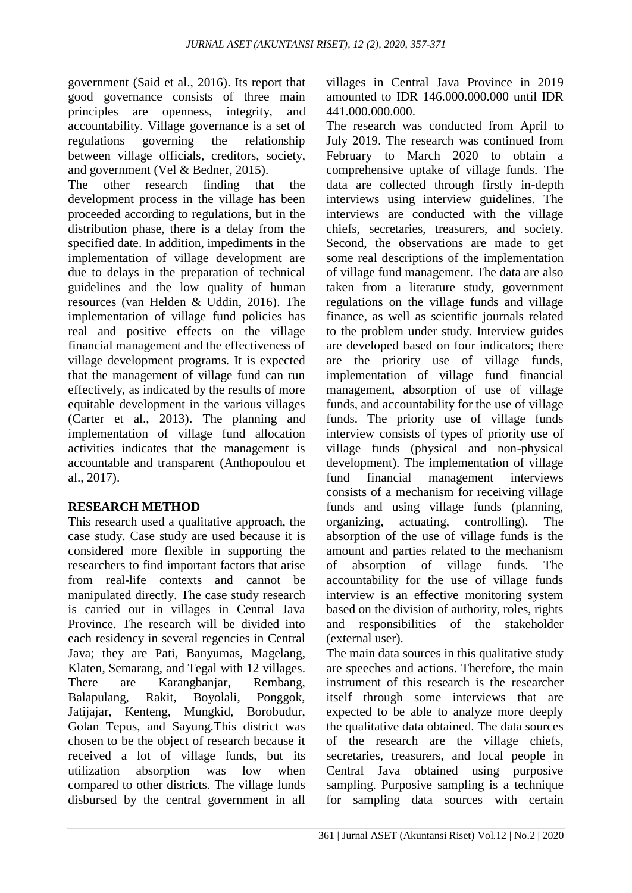government (Said et al., 2016). Its report that good governance consists of three main principles are openness, integrity, and accountability. Village governance is a set of regulations governing the relationship between village officials, creditors, society, and government (Vel & Bedner, 2015).

The other research finding that the development process in the village has been proceeded according to regulations, but in the distribution phase, there is a delay from the specified date. In addition, impediments in the implementation of village development are due to delays in the preparation of technical guidelines and the low quality of human resources (van Helden & Uddin, 2016). The implementation of village fund policies has real and positive effects on the village financial management and the effectiveness of village development programs. It is expected that the management of village fund can run effectively, as indicated by the results of more equitable development in the various villages (Carter et al., 2013). The planning and implementation of village fund allocation activities indicates that the management is accountable and transparent (Anthopoulou et al., 2017).

## RESEARCH METHOD

This research used a qualitative approach, the case study. Case study are used because it is considered more flexible in supporting the researchers to find important factors that arise from real-life contexts and cannot be manipulated directly. The case study research is carried out in villages in Central Java Province. The research will be divided into each residency in several regencies in Central Java; they are Pati, Banyumas, Magelang, Klaten, Semarang, and Tegal with 12 villages. There are Karangbanjar, Rembang, Balapulang, Rakit, Boyolali, Ponggok, Jatijajar, Kenteng, Mungkid, Borobudur, Golan Tepus, and Sayung.This district was chosen to be the object of research because it received a lot of village funds, but its utilization absorption was low when compared to other districts. The village funds disbursed by the central government in all villages in Central Java Province in 2019 amounted to IDR 146.000.000.000 until IDR 441.000.000.000.

The research was conducted from April to July 2019. The research was continued from February to March 2020 to obtain a comprehensive uptake of village funds. The data are collected through firstly in-depth interviews using interview guidelines. The interviews are conducted with the village chiefs, secretaries, treasurers, and society. Second, the observations are made to get some real descriptions of the implementation of village fund management. The data are also taken from a literature study, government regulations on the village funds and village finance, as well as scientific journals related to the problem under study. Interview guides are developed based on four indicators; there are the priority use of village funds, implementation of village fund financial management, absorption of use of village funds, and accountability for the use of village funds. The priority use of village funds interview consists of types of priority use of village funds (physical and non-physical development). The implementation of village fund financial management interviews consists of a mechanism for receiving village funds and using village funds (planning, organizing, actuating, controlling). The absorption of the use of village funds is the amount and parties related to the mechanism of absorption of village funds. The accountability for the use of village funds interview is an effective monitoring system based on the division of authority, roles, rights and responsibilities of the stakeholder (external user).

The main data sources in this qualitative study are speeches and actions. Therefore, the main instrument of this research is the researcher itself through some interviews that are expected to be able to analyze more deeply the qualitative data obtained. The data sources of the research are the village chiefs, secretaries, treasurers, and local people in Central Java obtained using purposive sampling. Purposive sampling is a technique for sampling data sources with certain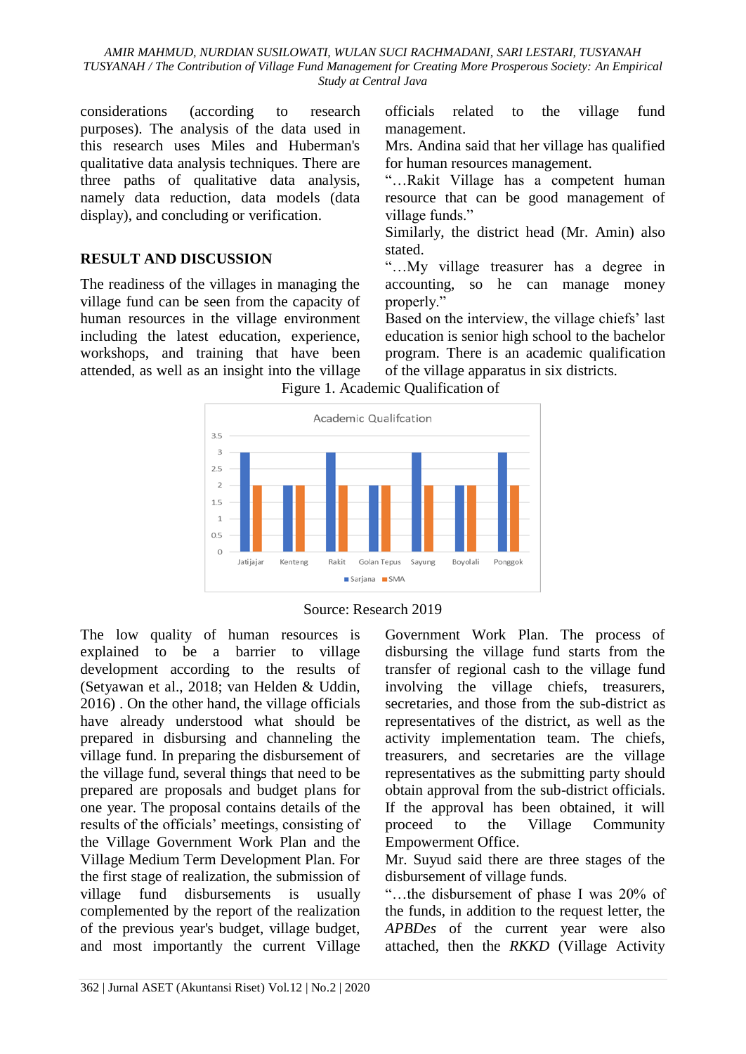considerations (according to research purposes). The analysis of the data used in this research uses Miles and Huberman's qualitative data analysis techniques. There are three paths of qualitative data analysis, namely data reduction, data models (data display), and concluding or verification.

## RESULT AND DISCUSSION

The readiness of the villages in managing the village fund can be seen from the capacity of human resources in the village environment including the latest education, experience, workshops, and training that have been attended, as well as an insight into the village officials related to the village fund management.

Mrs. Andina said that her village has qualified for human resources management.

"…Rakit Village has a competent human resource that can be good management of village funds."

Similarly, the district head (Mr. Amin) also stated.

"…My village treasurer has a degree in accounting, so he can manage money properly."

Based on the interview, the village chiefs' last education is senior high school to the bachelor program. There is an academic qualification of the village apparatus in six districts.

Figure 1. Academic Qualification of

Source: Research 2019

The low quality of human resources is explained to be a barrier to village development according to the results of (Setyawan et al., 2018; van Helden & Uddin, 2016) . On the other hand, the village officials have already understood what should be prepared in disbursing and channeling the village fund. In preparing the disbursement of the village fund, several things that need to be prepared are proposals and budget plans for one year. The proposal contains details of the results of the officials' meetings, consisting of the Village Government Work Plan and the Village Medium Term Development Plan. For the first stage of realization, the submission of village fund disbursements is usually complemented by the report of the realization of the previous year's budget, village budget, and most importantly the current Village Government Work Plan. The process of disbursing the village fund starts from the transfer of regional cash to the village fund involving the village chiefs, treasurers, secretaries, and those from the sub-district as representatives of the district, as well as the activity implementation team. The chiefs, treasurers, and secretaries are the village representatives as the submitting party should obtain approval from the sub-district officials. If the approval has been obtained, it will proceed to the Village Community Empowerment Office.

Mr. Suyud said there are three stages of the disbursement of village funds.

"…the disbursement of phase I was 20% of the funds, in addition to the request letter, the *APBDes* of the current year were also attached, then the *RKKD* (Village Activity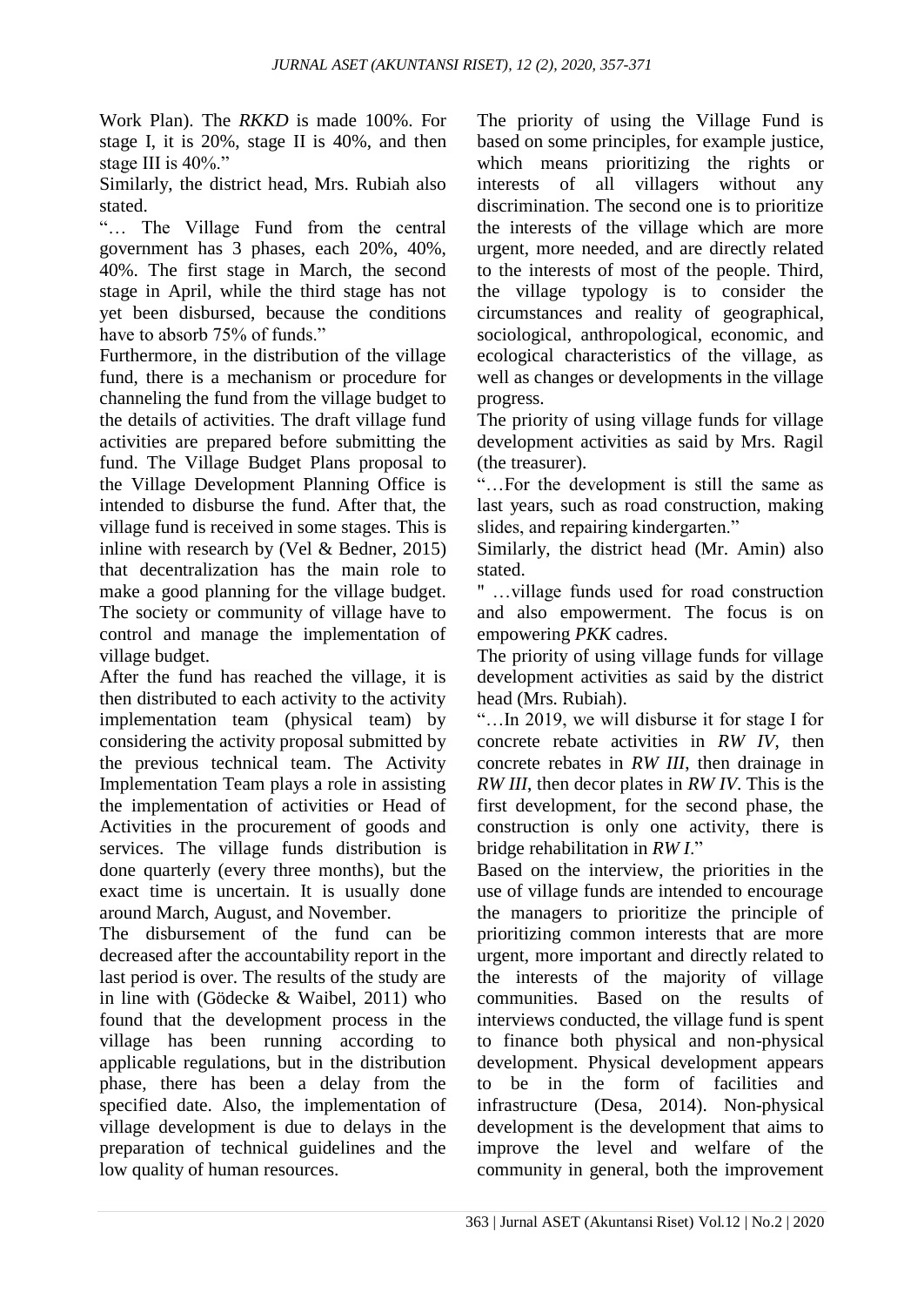Work Plan). The *RKKD* is made 100%. For stage I, it is 20%, stage II is 40%, and then stage III is 40%."

Similarly, the district head, Mrs. Rubiah also stated.

"… The Village Fund from the central government has 3 phases, each 20%, 40%, 40%. The first stage in March, the second stage in April, while the third stage has not yet been disbursed, because the conditions have to absorb 75% of funds."

Furthermore, in the distribution of the village fund, there is a mechanism or procedure for channeling the fund from the village budget to the details of activities. The draft village fund activities are prepared before submitting the fund. The Village Budget Plans proposal to the Village Development Planning Office is intended to disburse the fund. After that, the village fund is received in some stages. This is inline with research by (Vel & Bedner, 2015) that decentralization has the main role to make a good planning for the village budget. The society or community of village have to control and manage the implementation of village budget.

After the fund has reached the village, it is then distributed to each activity to the activity implementation team (physical team) by considering the activity proposal submitted by the previous technical team. The Activity Implementation Team plays a role in assisting the implementation of activities or Head of Activities in the procurement of goods and services. The village funds distribution is done quarterly (every three months), but the exact time is uncertain. It is usually done around March, August, and November.

The disbursement of the fund can be decreased after the accountability report in the last period is over. The results of the study are in line with (Gödecke & Waibel, 2011) who found that the development process in the village has been running according to applicable regulations, but in the distribution phase, there has been a delay from the specified date. Also, the implementation of village development is due to delays in the preparation of technical guidelines and the low quality of human resources.

The priority of using the Village Fund is based on some principles, for example justice, which means prioritizing the rights or interests of all villagers without any discrimination. The second one is to prioritize the interests of the village which are more urgent, more needed, and are directly related to the interests of most of the people. Third, the village typology is to consider the circumstances and reality of geographical, sociological, anthropological, economic, and ecological characteristics of the village, as well as changes or developments in the village progress.

The priority of using village funds for village development activities as said by Mrs. Ragil (the treasurer).

"…For the development is still the same as last years, such as road construction, making slides, and repairing kindergarten."

Similarly, the district head (Mr. Amin) also stated.

" …village funds used for road construction and also empowerment. The focus is on empowering *PKK* cadres.

The priority of using village funds for village development activities as said by the district head (Mrs. Rubiah).

"…In 2019, we will disburse it for stage I for concrete rebate activities in *RW IV*, then concrete rebates in *RW III*, then drainage in *RW III*, then decor plates in *RW IV*. This is the first development, for the second phase, the construction is only one activity, there is bridge rehabilitation in *RW I*."

Based on the interview, the priorities in the use of village funds are intended to encourage the managers to prioritize the principle of prioritizing common interests that are more urgent, more important and directly related to the interests of the majority of village communities. Based on the results of interviews conducted, the village fund is spent to finance both physical and non-physical development. Physical development appears to be in the form of facilities and infrastructure (Desa, 2014). Non-physical development is the development that aims to improve the level and welfare of the community in general, both the improvement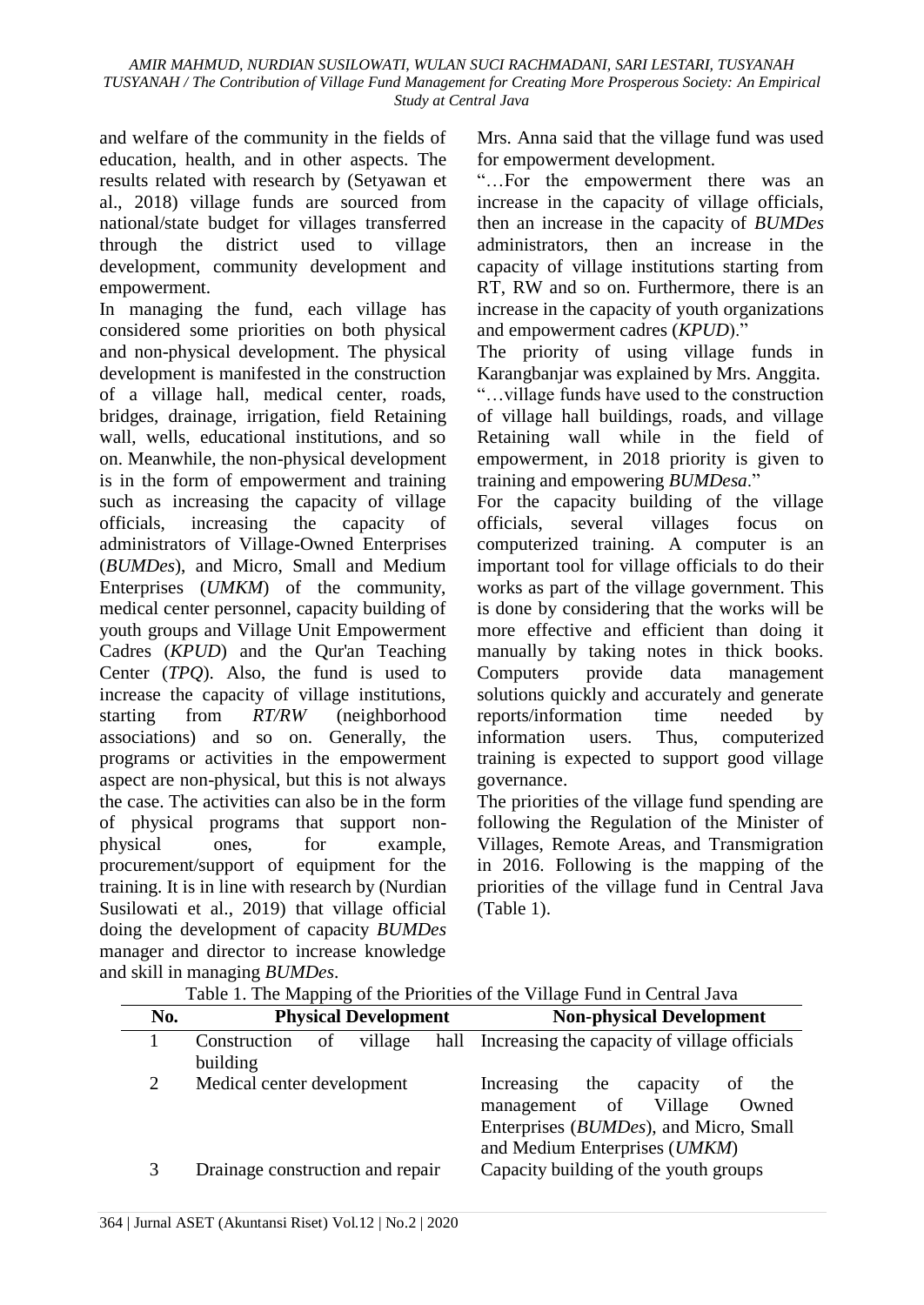and welfare of the community in the fields of education, health, and in other aspects. The results related with research by (Setyawan et al., 2018) village funds are sourced from national/state budget for villages transferred through the district used to village development, community development and empowerment.

In managing the fund, each village has considered some priorities on both physical and non-physical development. The physical development is manifested in the construction of a village hall, medical center, roads, bridges, drainage, irrigation, field Retaining wall, wells, educational institutions, and so on. Meanwhile, the non-physical development is in the form of empowerment and training such as increasing the capacity of village officials, increasing the capacity of administrators of Village-Owned Enterprises (*BUMDes*), and Micro, Small and Medium Enterprises (*UMKM*) of the community, medical center personnel, capacity building of youth groups and Village Unit Empowerment Cadres (*KPUD*) and the Qur'an Teaching Center (*TPQ*). Also, the fund is used to increase the capacity of village institutions, starting from *RT/RW* (neighborhood associations) and so on. Generally, the programs or activities in the empowerment aspect are non-physical, but this is not always the case. The activities can also be in the form of physical programs that support non-physical ones, for example, procurement/support of equipment for the training. It is in line with research by (Nurdian Susilowati et al., 2019) that village official doing the development of capacity *BUMDes* manager and director to increase knowledge and skill in managing *BUMDes*.

Mrs. Anna said that the village fund was used for empowerment development.

"…For the empowerment there was an increase in the capacity of village officials, then an increase in the capacity of *BUMDes* administrators, then an increase in the capacity of village institutions starting from RT, RW and so on. Furthermore, there is an increase in the capacity of youth organizations and empowerment cadres (*KPUD*)."

The priority of using village funds in Karangbanjar was explained by Mrs. Anggita.

"…village funds have used to the construction of village hall buildings, roads, and village Retaining wall while in the field of empowerment, in 2018 priority is given to training and empowering *BUMDesa*."

For the capacity building of the village officials, several villages focus on computerized training. A computer is an important tool for village officials to do their works as part of the village government. This is done by considering that the works will be more effective and efficient than doing it manually by taking notes in thick books. Computers provide data management solutions quickly and accurately and generate reports/information time needed by information users. Thus, computerized training is expected to support good village governance.

The priorities of the village fund spending are following the Regulation of the Minister of Villages, Remote Areas, and Transmigration in 2016. Following is the mapping of the priorities of the village fund in Central Java (Table 1).

Table 1. The Mapping of the Priorities of the Village Fund in Central Java

| No. | Physical Development | Non-physical Development |
|---|---|---|
| 1 | Construction of village hall building | Increasing the capacity of village officials |
| 2 | Medical center development | Increasing the capacity of the management of Village Owned Enterprises (*BUMDes*), and Micro, Small and Medium Enterprises (*UMKM*) |
| 3 | Drainage construction and repair | Capacity building of the youth groups |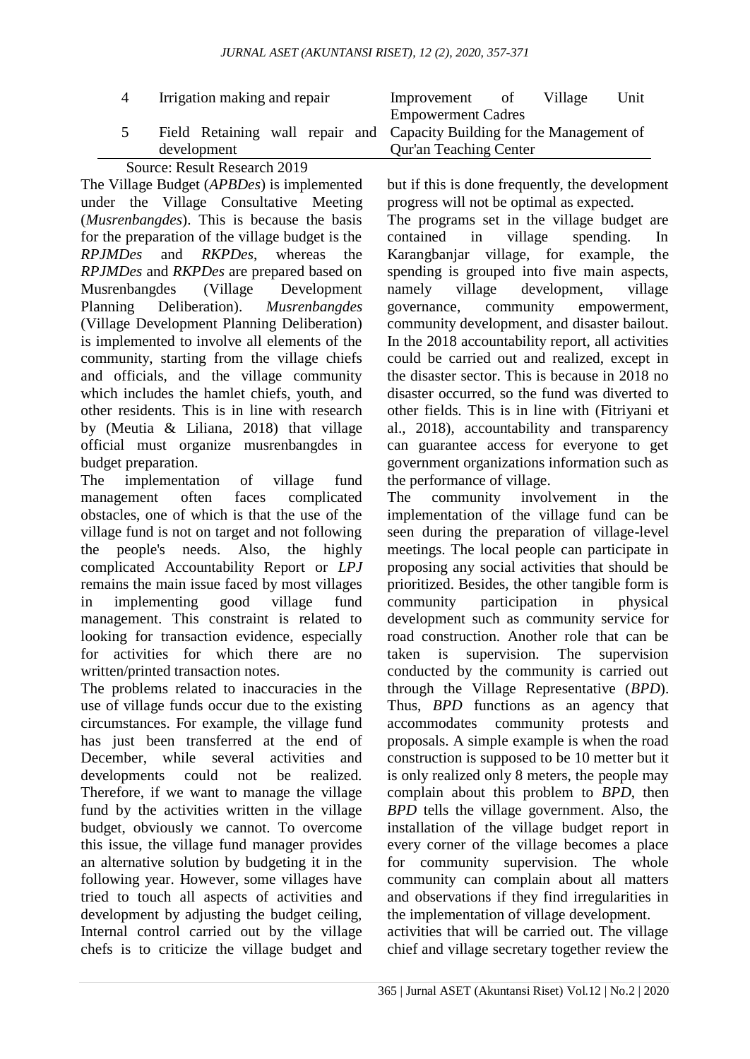| | | |
|---|---|---|
| 4 | Irrigation making and repair | Improvement of Village Unit Empowerment Cadres |
| 5 | Field Retaining wall repair and development | Capacity Building for the Management of Qur'an Teaching Center |

Source: Result Research 2019

The Village Budget (*APBDes*) is implemented under the Village Consultative Meeting (*Musrenbangdes*). This is because the basis for the preparation of the village budget is the *RPJMDes* and *RKPDes*, whereas the *RPJMDes* and *RKPDes* are prepared based on Musrenbangdes (Village Development Planning Deliberation). *Musrenbangdes* (Village Development Planning Deliberation) is implemented to involve all elements of the community, starting from the village chiefs and officials, and the village community which includes the hamlet chiefs, youth, and other residents. This is in line with research by (Meutia & Liliana, 2018) that village official must organize musrenbangdes in budget preparation.

The implementation of village fund management often faces complicated obstacles, one of which is that the use of the village fund is not on target and not following the people's needs. Also, the highly complicated Accountability Report or *LPJ* remains the main issue faced by most villages in implementing good village fund management. This constraint is related to looking for transaction evidence, especially for activities for which there are no written/printed transaction notes.

The problems related to inaccuracies in the use of village funds occur due to the existing circumstances. For example, the village fund has just been transferred at the end of December, while several activities and developments could not be realized. Therefore, if we want to manage the village fund by the activities written in the village budget, obviously we cannot. To overcome this issue, the village fund manager provides an alternative solution by budgeting it in the following year. However, some villages have tried to touch all aspects of activities and development by adjusting the budget ceiling, Internal control carried out by the village chefs is to criticize the village budget and activities that will be carried out. The village chief and village secretary together review the but if this is done frequently, the development progress will not be optimal as expected.

The programs set in the village budget are contained in village spending. In Karangbanjar village, for example, the spending is grouped into five main aspects, namely village development, village governance, community empowerment, community development, and disaster bailout. In the 2018 accountability report, all activities could be carried out and realized, except in the disaster sector. This is because in 2018 no disaster occurred, so the fund was diverted to other fields. This is in line with (Fitriyani et al., 2018), accountability and transparency can guarantee access for everyone to get government organizations information such as the performance of village.

The community involvement in the implementation of the village fund can be seen during the preparation of village-level meetings. The local people can participate in proposing any social activities that should be prioritized. Besides, the other tangible form is community participation in physical development such as community service for road construction. Another role that can be taken is supervision. The supervision conducted by the community is carried out through the Village Representative (*BPD*). Thus, *BPD* functions as an agency that accommodates community protests and proposals. A simple example is when the road construction is supposed to be 10 metter but it is only realized only 8 meters, the people may complain about this problem to *BPD*, then *BPD* tells the village government. Also, the installation of the village budget report in every corner of the village becomes a place for community supervision. The whole community can complain about all matters and observations if they find irregularities in the implementation of village development.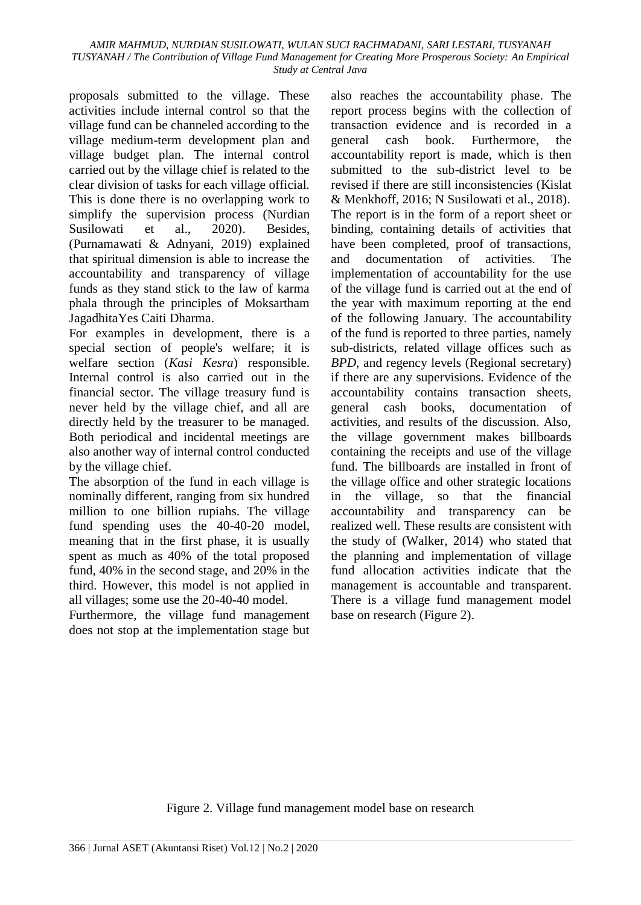proposals submitted to the village. These activities include internal control so that the village fund can be channeled according to the village medium-term development plan and village budget plan. The internal control carried out by the village chief is related to the clear division of tasks for each village official. This is done there is no overlapping work to simplify the supervision process (Nurdian Susilowati et al., 2020). Besides, (Purnamawati & Adnyani, 2019) explained that spiritual dimension is able to increase the accountability and transparency of village funds as they stand stick to the law of karma phala through the principles of Moksartham JagadhitaYes Caiti Dharma.

For examples in development, there is a special section of people's welfare; it is welfare section (*Kasi Kesra*) responsible. Internal control is also carried out in the financial sector. The village treasury fund is never held by the village chief, and all are directly held by the treasurer to be managed. Both periodical and incidental meetings are also another way of internal control conducted by the village chief.

The absorption of the fund in each village is nominally different, ranging from six hundred million to one billion rupiahs. The village fund spending uses the 40-40-20 model, meaning that in the first phase, it is usually spent as much as 40% of the total proposed fund, 40% in the second stage, and 20% in the third. However, this model is not applied in all villages; some use the 20-40-40 model.

Furthermore, the village fund management does not stop at the implementation stage but also reaches the accountability phase. The report process begins with the collection of transaction evidence and is recorded in a general cash book. Furthermore, the accountability report is made, which is then submitted to the sub-district level to be revised if there are still inconsistencies (Kislat & Menkhoff, 2016; N Susilowati et al., 2018). The report is in the form of a report sheet or binding, containing details of activities that have been completed, proof of transactions, and documentation of activities. The implementation of accountability for the use of the village fund is carried out at the end of the year with maximum reporting at the end of the following January. The accountability of the fund is reported to three parties, namely sub-districts, related village offices such as *BPD*, and regency levels (Regional secretary) if there are any supervisions. Evidence of the accountability contains transaction sheets, general cash books, documentation of activities, and results of the discussion. Also, the village government makes billboards containing the receipts and use of the village fund. The billboards are installed in front of the village office and other strategic locations in the village, so that the financial accountability and transparency can be realized well. These results are consistent with the study of (Walker, 2014) who stated that the planning and implementation of village fund allocation activities indicate that the management is accountable and transparent. There is a village fund management model base on research (Figure 2).

Figure 2. Village fund management model base on research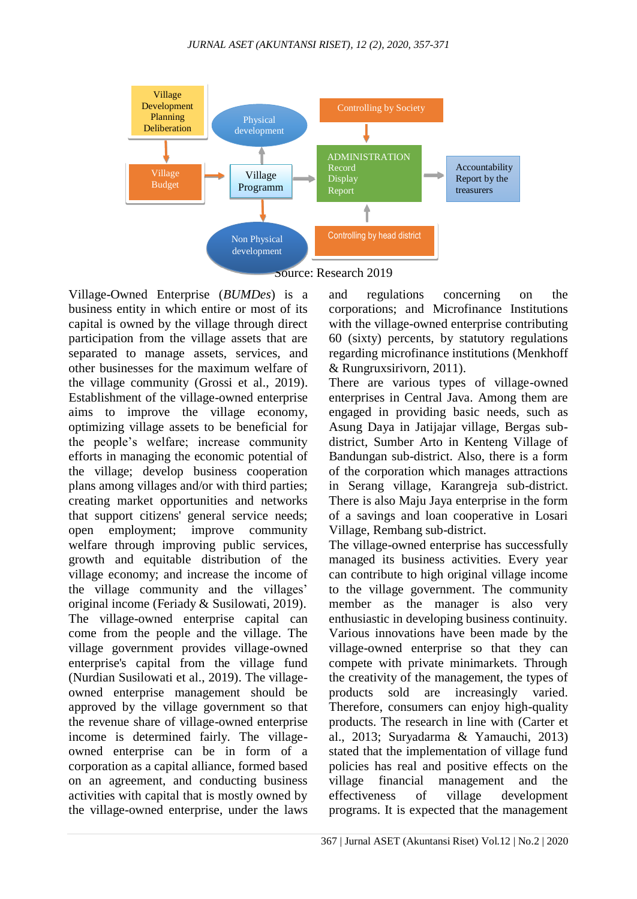Source: Research 2019

Village-Owned Enterprise (*BUMDes*) is a business entity in which entire or most of its capital is owned by the village through direct participation from the village assets that are separated to manage assets, services, and other businesses for the maximum welfare of the village community (Grossi et al., 2019). Establishment of the village-owned enterprise aims to improve the village economy, optimizing village assets to be beneficial for the people's welfare; increase community efforts in managing the economic potential of the village; develop business cooperation plans among villages and/or with third parties; creating market opportunities and networks that support citizens' general service needs; open employment; improve community welfare through improving public services, growth and equitable distribution of the village economy; and increase the income of the village community and the villages' original income (Feriady & Susilowati, 2019). The village-owned enterprise capital can come from the people and the village. The village government provides village-owned enterprise's capital from the village fund (Nurdian Susilowati et al., 2019). The village-owned enterprise management should be approved by the village government so that the revenue share of village-owned enterprise income is determined fairly. The village-owned enterprise can be in form of a corporation as a capital alliance, formed based on an agreement, and conducting business activities with capital that is mostly owned by the village-owned enterprise, under the laws and regulations concerning on the corporations; and Microfinance Institutions with the village-owned enterprise contributing 60 (sixty) percents, by statutory regulations regarding microfinance institutions (Menkhoff & Rungruxsirivorn, 2011).

There are various types of village-owned enterprises in Central Java. Among them are engaged in providing basic needs, such as Asung Daya in Jatijajar village, Bergas sub-district, Sumber Arto in Kenteng Village of Bandungan sub-district. Also, there is a form of the corporation which manages attractions in Serang village, Karangreja sub-district. There is also Maju Jaya enterprise in the form of a savings and loan cooperative in Losari Village, Rembang sub-district.

The village-owned enterprise has successfully managed its business activities. Every year can contribute to high original village income to the village government. The community member as the manager is also very enthusiastic in developing business continuity. Various innovations have been made by the village-owned enterprise so that they can compete with private minimarkets. Through the creativity of the management, the types of products sold are increasingly varied. Therefore, consumers can enjoy high-quality products. The research in line with (Carter et al., 2013; Suryadarma & Yamauchi, 2013) stated that the implementation of village fund policies has real and positive effects on the village financial management and the effectiveness of village development programs. It is expected that the management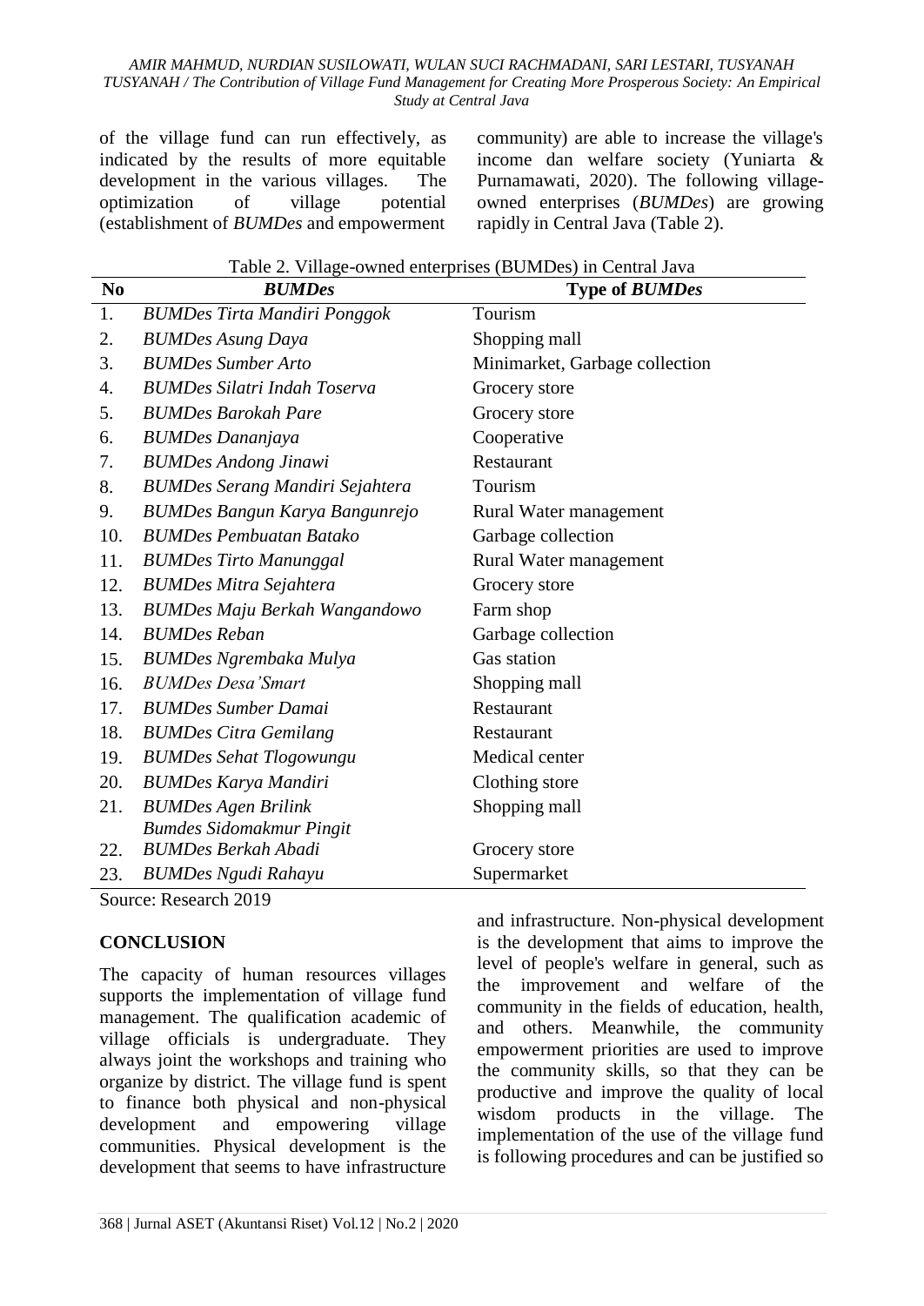of the village fund can run effectively, as indicated by the results of more equitable development in the various villages. The optimization of village potential (establishment of *BUMDes* and empowerment community) are able to increase the village's income dan welfare society (Yuniarta & Purnamawati, 2020). The following village-owned enterprises (*BUMDes*) are growing rapidly in Central Java (Table 2).

Table 2. Village-owned enterprises (BUMDes) in Central Java

| No | *BUMDes* | Type of *BUMDes* |
|---|---|---|
| 1. | *BUMDes Tirta Mandiri Ponggok* | Tourism |
| 2. | *BUMDes Asung Daya* | Shopping mall |
| 3. | *BUMDes Sumber Arto* | Minimarket, Garbage collection |
| 4. | *BUMDes Silatri Indah Toserva* | Grocery store |
| 5. | *BUMDes Barokah Pare* | Grocery store |
| 6. | *BUMDes Dananjaya* | Cooperative |
| 7. | *BUMDes Andong Jinawi* | Restaurant |
| 8. | *BUMDes Serang Mandiri Sejahtera* | Tourism |
| 9. | *BUMDes Bangun Karya Bangunrejo* | Rural Water management |
| 10. | *BUMDes Pembuatan Batako* | Garbage collection |
| 11. | *BUMDes Tirto Manunggal* | Rural Water management |
| 12. | *BUMDes Mitra Sejahtera* | Grocery store |
| 13. | *BUMDes Maju Berkah Wangandowo* | Farm shop |
| 14. | *BUMDes Reban* | Garbage collection |
| 15. | *BUMDes Ngrembaka Mulya* | Gas station |
| 16. | *BUMDes Desa'Smart* | Shopping mall |
| 17. | *BUMDes Sumber Damai* | Restaurant |
| 18. | *BUMDes Citra Gemilang* | Restaurant |
| 19. | *BUMDes Sehat Tlogowungu* | Medical center |
| 20. | *BUMDes Karya Mandiri* | Clothing store |
| 21. | *BUMDes Agen Brilink* | Shopping mall |
| | *Bumdes Sidomakmur Pingit* | |
| 22. | *BUMDes Berkah Abadi* | Grocery store |
| 23. | *BUMDes Ngudi Rahayu* | Supermarket |

Source: Research 2019

## CONCLUSION

The capacity of human resources villages supports the implementation of village fund management. The qualification academic of village officials is undergraduate. They always joint the workshops and training who organize by district. The village fund is spent to finance both physical and non-physical development and empowering village communities. Physical development is the development that seems to have infrastructure and infrastructure. Non-physical development is the development that aims to improve the level of people's welfare in general, such as the improvement and welfare of the community in the fields of education, health, and others. Meanwhile, the community empowerment priorities are used to improve the community skills, so that they can be productive and improve the quality of local wisdom products in the village. The implementation of the use of the village fund is following procedures and can be justified so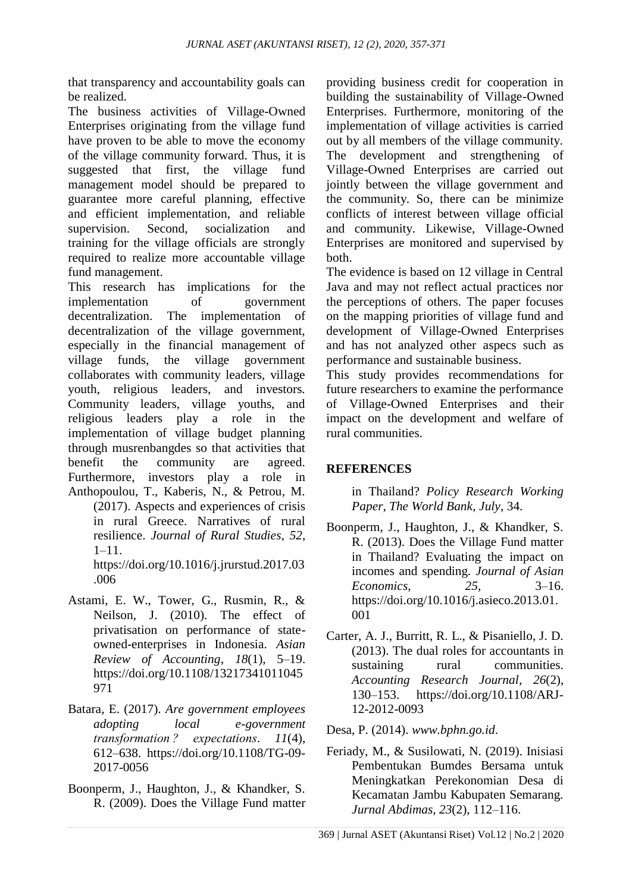that transparency and accountability goals can be realized.

The business activities of Village-Owned Enterprises originating from the village fund have proven to be able to move the economy of the village community forward. Thus, it is suggested that first, the village fund management model should be prepared to guarantee more careful planning, effective and efficient implementation, and reliable supervision. Second, socialization and training for the village officials are strongly required to realize more accountable village fund management.

This research has implications for the implementation of government decentralization. The implementation of decentralization of the village government, especially in the financial management of village funds, the village government collaborates with community leaders, village youth, religious leaders, and investors. Community leaders, village youths, and religious leaders play a role in the implementation of village budget planning through musrenbangdes so that activities that benefit the community are agreed. Furthermore, investors play a role in providing business credit for cooperation in building the sustainability of Village-Owned Enterprises. Furthermore, monitoring of the implementation of village activities is carried out by all members of the village community. The development and strengthening of Village-Owned Enterprises are carried out jointly between the village government and the community. So, there can be minimize conflicts of interest between village official and community. Likewise, Village-Owned Enterprises are monitored and supervised by both.

The evidence is based on 12 village in Central Java and may not reflect actual practices nor the perceptions of others. The paper focuses on the mapping priorities of village fund and development of Village-Owned Enterprises and has not analyzed other aspecs such as performance and sustainable business.

This study provides recommendations for future researchers to examine the performance of Village-Owned Enterprises and their impact on the development and welfare of rural communities.

## REFERENCES

Anthopoulou, T., Kaberis, N., & Petrou, M. (2017). Aspects and experiences of crisis in rural Greece. Narratives of rural resilience. *Journal of Rural Studies*, *52*, 1–11. https://doi.org/10.1016/j.jrurstud.2017.03.006

Astami, E. W., Tower, G., Rusmin, R., & Neilson, J. (2010). The effect of privatisation on performance of state-owned-enterprises in Indonesia. *Asian Review of Accounting*, *18*(1), 5–19. https://doi.org/10.1108/13217341011045971

Batara, E. (2017). *Are government employees adopting local e-government transformation ? expectations*. *11*(4), 612–638. https://doi.org/10.1108/TG-09-2017-0056

Boonperm, J., Haughton, J., & Khandker, S. R. (2009). Does the Village Fund matter in Thailand? *Policy Research Working Paper, The World Bank*, *July*, 34.

Boonperm, J., Haughton, J., & Khandker, S. R. (2013). Does the Village Fund matter in Thailand? Evaluating the impact on incomes and spending. *Journal of Asian Economics*, *25*, 3–16. https://doi.org/10.1016/j.asieco.2013.01.001

Carter, A. J., Burritt, R. L., & Pisaniello, J. D. (2013). The dual roles for accountants in sustaining rural communities. *Accounting Research Journal*, *26*(2), 130–153. https://doi.org/10.1108/ARJ-12-2012-0093

Desa, P. (2014). *www.bphn.go.id*.

Feriady, M., & Susilowati, N. (2019). Inisiasi Pembentukan Bumdes Bersama untuk Meningkatkan Perekonomian Desa di Kecamatan Jambu Kabupaten Semarang. *Jurnal Abdimas*, *23*(2), 112–116.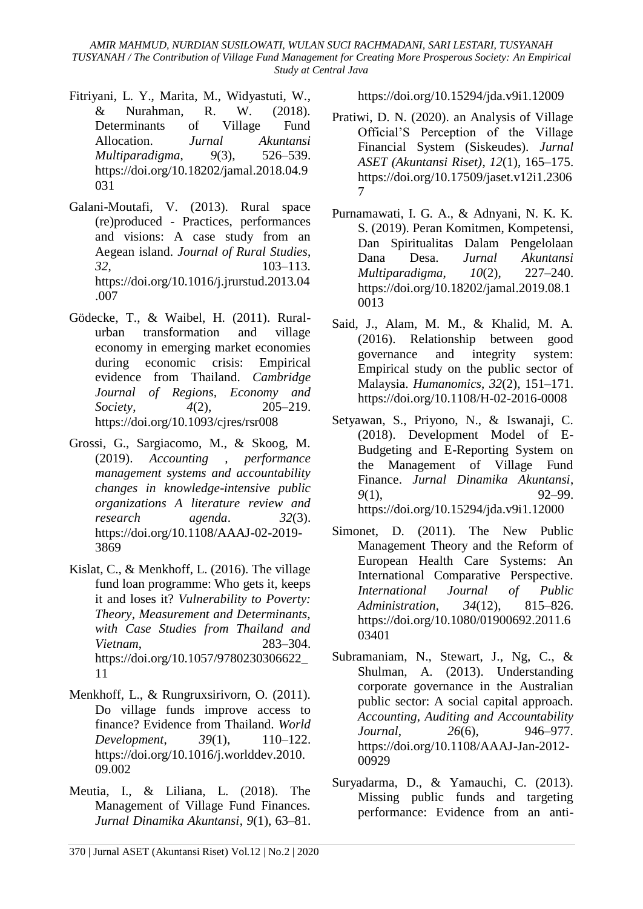Fitriyani, L. Y., Marita, M., Widyastuti, W., & Nurahman, R. W. (2018). Determinants of Village Fund Allocation. *Jurnal Akuntansi Multiparadigma*, *9*(3), 526–539. https://doi.org/10.18202/jamal.2018.04.9031

Galani-Moutafi, V. (2013). Rural space (re)produced - Practices, performances and visions: A case study from an Aegean island. *Journal of Rural Studies*, *32*, 103–113. https://doi.org/10.1016/j.jrurstud.2013.04.007

Gödecke, T., & Waibel, H. (2011). Rural-urban transformation and village economy in emerging market economies during economic crisis: Empirical evidence from Thailand. *Cambridge Journal of Regions, Economy and Society*, *4*(2), 205–219. https://doi.org/10.1093/cjres/rsr008

Grossi, G., Sargiacomo, M., & Skoog, M. (2019). *Accounting , performance management systems and accountability changes in knowledge-intensive public organizations A literature review and research agenda*. *32*(3). https://doi.org/10.1108/AAAJ-02-2019-3869

Kislat, C., & Menkhoff, L. (2016). The village fund loan programme: Who gets it, keeps it and loses it? *Vulnerability to Poverty: Theory, Measurement and Determinants, with Case Studies from Thailand and Vietnam*, 283–304. https://doi.org/10.1057/9780230306622_11

Menkhoff, L., & Rungruxsirivorn, O. (2011). Do village funds improve access to finance? Evidence from Thailand. *World Development*, *39*(1), 110–122. https://doi.org/10.1016/j.worlddev.2010.09.002

Meutia, I., & Liliana, L. (2018). The Management of Village Fund Finances. *Jurnal Dinamika Akuntansi*, *9*(1), 63–81. https://doi.org/10.15294/jda.v9i1.12009

Pratiwi, D. N. (2020). an Analysis of Village Official'S Perception of the Village Financial System (Siskeudes). *Jurnal ASET (Akuntansi Riset)*, *12*(1), 165–175. https://doi.org/10.17509/jaset.v12i1.23067

Purnamawati, I. G. A., & Adnyani, N. K. K. S. (2019). Peran Komitmen, Kompetensi, Dan Spiritualitas Dalam Pengelolaan Dana Desa. *Jurnal Akuntansi Multiparadigma*, *10*(2), 227–240. https://doi.org/10.18202/jamal.2019.08.10013

Said, J., Alam, M. M., & Khalid, M. A. (2016). Relationship between good governance and integrity system: Empirical study on the public sector of Malaysia. *Humanomics*, *32*(2), 151–171. https://doi.org/10.1108/H-02-2016-0008

Setyawan, S., Priyono, N., & Iswanaji, C. (2018). Development Model of E-Budgeting and E-Reporting System on the Management of Village Fund Finance. *Jurnal Dinamika Akuntansi*, *9*(1), 92–99. https://doi.org/10.15294/jda.v9i1.12000

Simonet, D. (2011). The New Public Management Theory and the Reform of European Health Care Systems: An International Comparative Perspective. *International Journal of Public Administration*, *34*(12), 815–826. https://doi.org/10.1080/01900692.2011.603401

Subramaniam, N., Stewart, J., Ng, C., & Shulman, A. (2013). Understanding corporate governance in the Australian public sector: A social capital approach. *Accounting, Auditing and Accountability Journal*, *26*(6), 946–977. https://doi.org/10.1108/AAAJ-Jan-2012-00929

Suryadarma, D., & Yamauchi, C. (2013). Missing public funds and targeting performance: Evidence from an anti-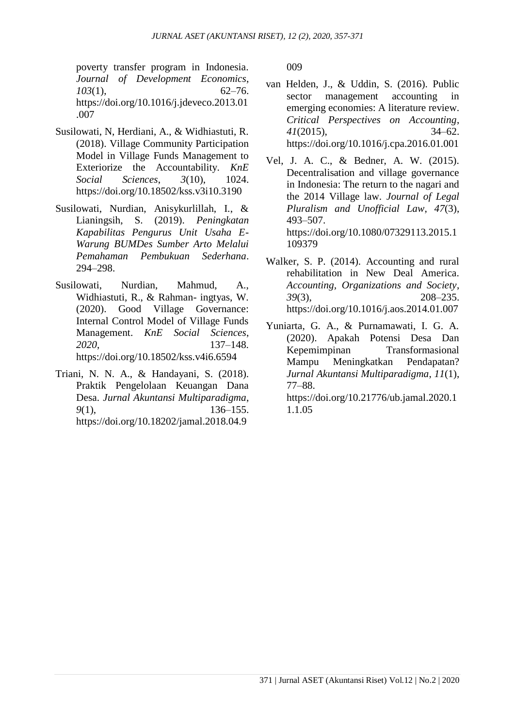poverty transfer program in Indonesia. *Journal of Development Economics*, *103*(1), 62–76. https://doi.org/10.1016/j.jdeveco.2013.01.007

Susilowati, N, Herdiani, A., & Widhiastuti, R. (2018). Village Community Participation Model in Village Funds Management to Exteriorize the Accountability. *KnE Social Sciences*, *3*(10), 1024. https://doi.org/10.18502/kss.v3i10.3190

Susilowati, Nurdian, Anisykurlillah, I., & Lianingsih, S. (2019). *Peningkatan Kapabilitas Pengurus Unit Usaha E-Warung BUMDes Sumber Arto Melalui Pemahaman Pembukuan Sederhana*. 294–298.

Susilowati, Nurdian, Mahmud, A., Widhiastuti, R., & Rahman- ingtyas, W. (2020). Good Village Governance: Internal Control Model of Village Funds Management. *KnE Social Sciences*, *2020*, 137–148. https://doi.org/10.18502/kss.v4i6.6594

Triani, N. N. A., & Handayani, S. (2018). Praktik Pengelolaan Keuangan Dana Desa. *Jurnal Akuntansi Multiparadigma*, *9*(1), 136–155. https://doi.org/10.18202/jamal.2018.04.9009

van Helden, J., & Uddin, S. (2016). Public sector management accounting in emerging economies: A literature review. *Critical Perspectives on Accounting*, *41*(2015), 34–62. https://doi.org/10.1016/j.cpa.2016.01.001

Vel, J. A. C., & Bedner, A. W. (2015). Decentralisation and village governance in Indonesia: The return to the nagari and the 2014 Village law. *Journal of Legal Pluralism and Unofficial Law*, *47*(3), 493–507. https://doi.org/10.1080/07329113.2015.1109379

Walker, S. P. (2014). Accounting and rural rehabilitation in New Deal America. *Accounting, Organizations and Society*, *39*(3), 208–235. https://doi.org/10.1016/j.aos.2014.01.007

Yuniarta, G. A., & Purnamawati, I. G. A. (2020). Apakah Potensi Desa Dan Kepemimpinan Transformasional Mampu Meningkatkan Pendapatan? *Jurnal Akuntansi Multiparadigma*, *11*(1), 77–88. https://doi.org/10.21776/ub.jamal.2020.11.1.05